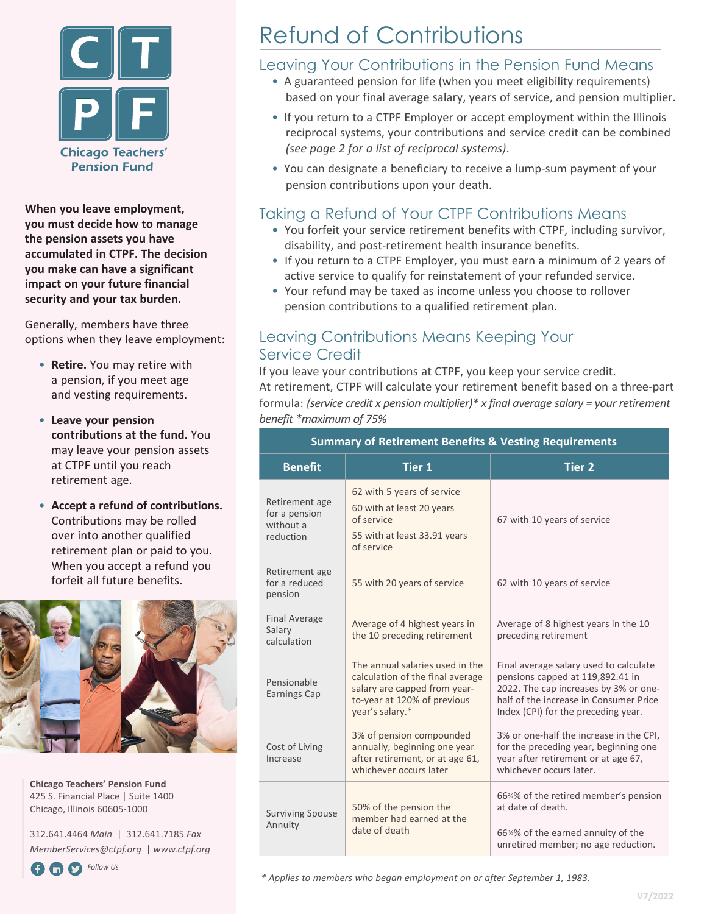Chicago Teachers' Pension Fund

**When you leave employment, you must decide how to manage the pension assets you have accumulated in CTPF. The decision you make can have a significant impact on your future financial security and your tax burden.**

Generally, members have three options when they leave employment:

- **Retire.** You may retire with a pension, if you meet age and vesting requirements.
- **Leave your pension contributions at the fund.** You may leave your pension assets at CTPF until you reach retirement age.
- **Accept a refund of contributions.** Contributions may be rolled over into another qualified retirement plan or paid to you. When you accept a refund you forfeit all future benefits.

**Chicago Teachers' Pension Fund**
425 S. Financial Place | Suite 1400
Chicago, Illinois 60605-1000

312.641.4464 *Main* | 312.641.7185 *Fax*
*MemberServices@ctpf.org* | *www.ctpf.org*

*Follow Us*

# Refund of Contributions

## Leaving Your Contributions in the Pension Fund Means

- A guaranteed pension for life (when you meet eligibility requirements) based on your final average salary, years of service, and pension multiplier.
- If you return to a CTPF Employer or accept employment within the Illinois reciprocal systems, your contributions and service credit can be combined *(see page 2 for a list of reciprocal systems)*.
- You can designate a beneficiary to receive a lump-sum payment of your pension contributions upon your death.

## Taking a Refund of Your CTPF Contributions Means

- You forfeit your service retirement benefits with CTPF, including survivor, disability, and post-retirement health insurance benefits.
- If you return to a CTPF Employer, you must earn a minimum of 2 years of active service to qualify for reinstatement of your refunded service.
- Your refund may be taxed as income unless you choose to rollover pension contributions to a qualified retirement plan.

## Leaving Contributions Means Keeping Your Service Credit

If you leave your contributions at CTPF, you keep your service credit.
At retirement, CTPF will calculate your retirement benefit based on a three-part formula: *(service credit x pension multiplier)\* x final average salary = your retirement benefit \*maximum of 75%*

| Summary of Retirement Benefits & Vesting Requirements | | |
|---|---|---|
| **Benefit** | **Tier 1** | **Tier 2** |
| Retirement age for a pension without a reduction | 62 with 5 years of service<br>60 with at least 20 years of service<br>55 with at least 33.91 years of service | 67 with 10 years of service |
| Retirement age for a reduced pension | 55 with 20 years of service | 62 with 10 years of service |
| Final Average Salary calculation | Average of 4 highest years in the 10 preceding retirement | Average of 8 highest years in the 10 preceding retirement |
| Pensionable Earnings Cap | The annual salaries used in the calculation of the final average salary are capped from year-to-year at 120% of previous year's salary.* | Final average salary used to calculate pensions capped at 119,892.41 in 2022. The cap increases by 3% or one-half of the increase in Consumer Price Index (CPI) for the preceding year. |
| Cost of Living Increase | 3% of pension compounded annually, beginning one year after retirement, or at age 61, whichever occurs later | 3% or one-half the increase in the CPI, for the preceding year, beginning one year after retirement or at age 67, whichever occurs later. |
| Surviving Spouse Annuity | 50% of the pension the member had earned at the date of death | 66⅔% of the retired member's pension at date of death.<br>66⅔% of the earned annuity of the unretired member; no age reduction. |

*\* Applies to members who began employment on or after September 1, 1983.*

V7/2022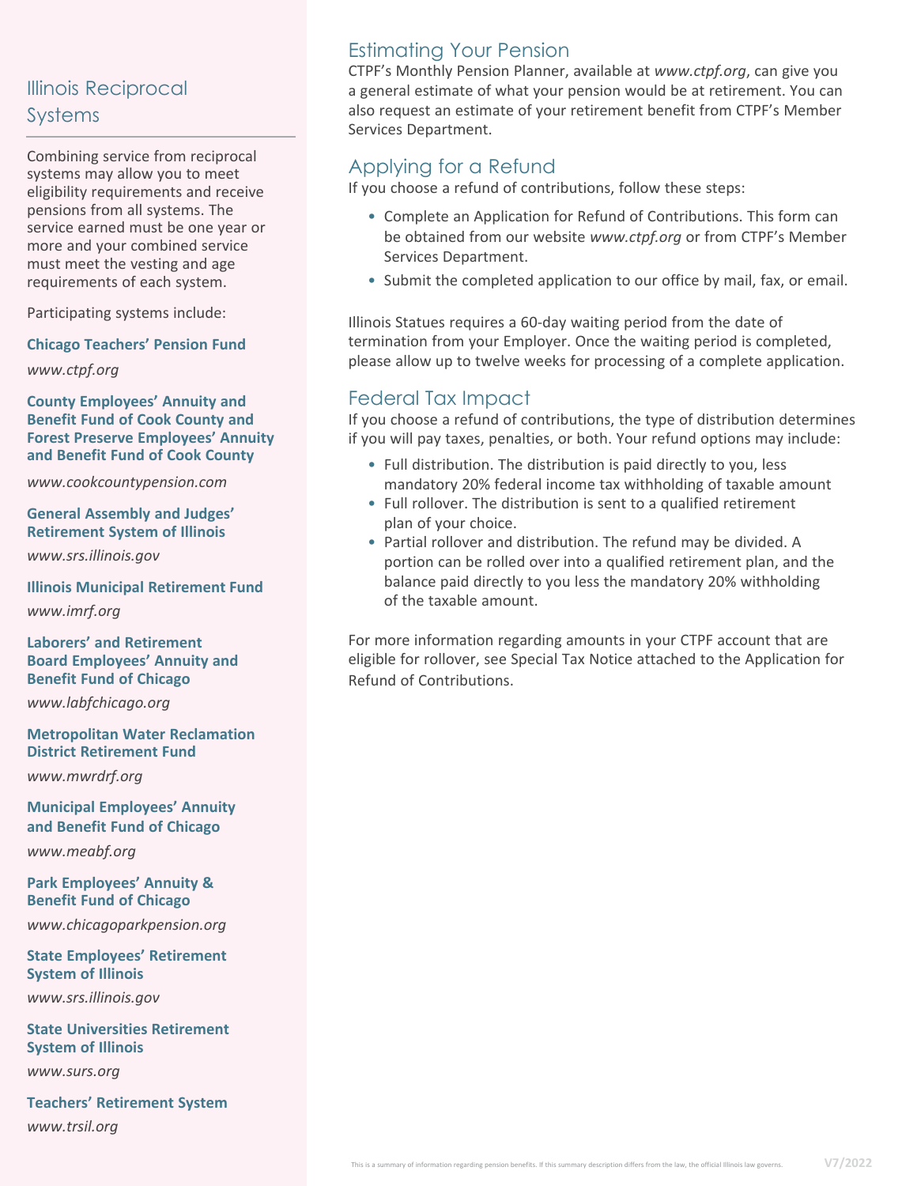## Illinois Reciprocal Systems

Combining service from reciprocal systems may allow you to meet eligibility requirements and receive pensions from all systems. The service earned must be one year or more and your combined service must meet the vesting and age requirements of each system.

Participating systems include:

**Chicago Teachers' Pension Fund**
*www.ctpf.org*

**County Employees' Annuity and Benefit Fund of Cook County and Forest Preserve Employees' Annuity and Benefit Fund of Cook County**
*www.cookcountypension.com*

**General Assembly and Judges' Retirement System of Illinois**
*www.srs.illinois.gov*

**Illinois Municipal Retirement Fund**
*www.imrf.org*

**Laborers' and Retirement Board Employees' Annuity and Benefit Fund of Chicago**
*www.labfchicago.org*

**Metropolitan Water Reclamation District Retirement Fund**
*www.mwrdrf.org*

**Municipal Employees' Annuity and Benefit Fund of Chicago**
*www.meabf.org*

**Park Employees' Annuity & Benefit Fund of Chicago**
*www.chicagoparkpension.org*

**State Employees' Retirement System of Illinois**
*www.srs.illinois.gov*

**State Universities Retirement System of Illinois**
*www.surs.org*

**Teachers' Retirement System**
*www.trsil.org*

## Estimating Your Pension

CTPF's Monthly Pension Planner, available at *www.ctpf.org*, can give you a general estimate of what your pension would be at retirement. You can also request an estimate of your retirement benefit from CTPF's Member Services Department.

## Applying for a Refund

If you choose a refund of contributions, follow these steps:

- Complete an Application for Refund of Contributions. This form can be obtained from our website *www.ctpf.org* or from CTPF's Member Services Department.
- Submit the completed application to our office by mail, fax, or email.

Illinois Statues requires a 60-day waiting period from the date of termination from your Employer. Once the waiting period is completed, please allow up to twelve weeks for processing of a complete application.

## Federal Tax Impact

If you choose a refund of contributions, the type of distribution determines if you will pay taxes, penalties, or both. Your refund options may include:

- Full distribution. The distribution is paid directly to you, less mandatory 20% federal income tax withholding of taxable amount
- Full rollover. The distribution is sent to a qualified retirement plan of your choice.
- Partial rollover and distribution. The refund may be divided. A portion can be rolled over into a qualified retirement plan, and the balance paid directly to you less the mandatory 20% withholding of the taxable amount.

For more information regarding amounts in your CTPF account that are eligible for rollover, see Special Tax Notice attached to the Application for Refund of Contributions.

This is a summary of information regarding pension benefits. If this summary description differs from the law, the official Illinois law governs.

V7/2022